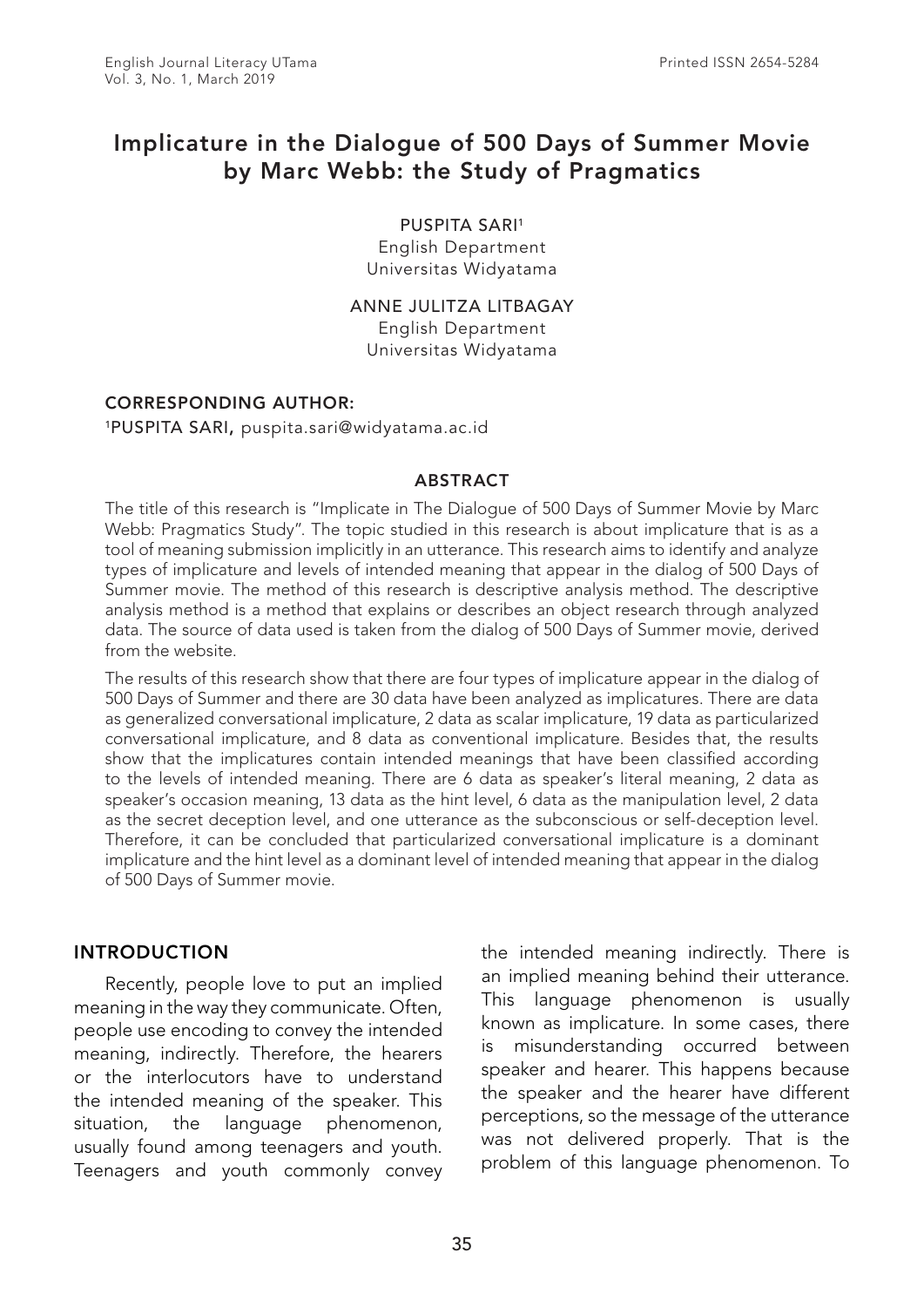# Implicature in the Dialogue of 500 Days of Summer Movie by Marc Webb: the Study of Pragmatics

PUSPITA SARI[1]
English Department
Universitas Widyatama

ANNE JULITZA LITBAGAY
English Department
Universitas Widyatama

**CORRESPONDING AUTHOR:**
[1]PUSPITA SARI, puspita.sari@widyatama.ac.id

## ABSTRACT

The title of this research is "Implicate in The Dialogue of 500 Days of Summer Movie by Marc Webb: Pragmatics Study". The topic studied in this research is about implicature that is as a tool of meaning submission implicitly in an utterance. This research aims to identify and analyze types of implicature and levels of intended meaning that appear in the dialog of 500 Days of Summer movie. The method of this research is descriptive analysis method. The descriptive analysis method is a method that explains or describes an object research through analyzed data. The source of data used is taken from the dialog of 500 Days of Summer movie, derived from the website.

The results of this research show that there are four types of implicature appear in the dialog of 500 Days of Summer and there are 30 data have been analyzed as implicatures. There are data as generalized conversational implicature, 2 data as scalar implicature, 19 data as particularized conversational implicature, and 8 data as conventional implicature. Besides that, the results show that the implicatures contain intended meanings that have been classified according to the levels of intended meaning. There are 6 data as speaker's literal meaning, 2 data as speaker's occasion meaning, 13 data as the hint level, 6 data as the manipulation level, 2 data as the secret deception level, and one utterance as the subconscious or self-deception level. Therefore, it can be concluded that particularized conversational implicature is a dominant implicature and the hint level as a dominant level of intended meaning that appear in the dialog of 500 Days of Summer movie.

## INTRODUCTION

Recently, people love to put an implied meaning in the way they communicate. Often, people use encoding to convey the intended meaning, indirectly. Therefore, the hearers or the interlocutors have to understand the intended meaning of the speaker. This situation, the language phenomenon, usually found among teenagers and youth. Teenagers and youth commonly convey the intended meaning indirectly. There is an implied meaning behind their utterance. This language phenomenon is usually known as implicature. In some cases, there is misunderstanding occurred between speaker and hearer. This happens because the speaker and the hearer have different perceptions, so the message of the utterance was not delivered properly. That is the problem of this language phenomenon. To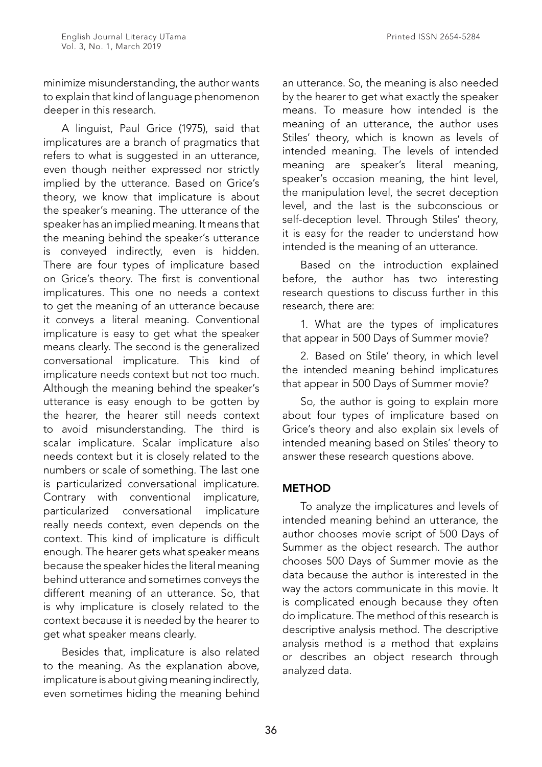minimize misunderstanding, the author wants to explain that kind of language phenomenon deeper in this research.

A linguist, Paul Grice (1975), said that implicatures are a branch of pragmatics that refers to what is suggested in an utterance, even though neither expressed nor strictly implied by the utterance. Based on Grice's theory, we know that implicature is about the speaker's meaning. The utterance of the speaker has an implied meaning. It means that the meaning behind the speaker's utterance is conveyed indirectly, even is hidden. There are four types of implicature based on Grice's theory. The first is conventional implicatures. This one no needs a context to get the meaning of an utterance because it conveys a literal meaning. Conventional implicature is easy to get what the speaker means clearly. The second is the generalized conversational implicature. This kind of implicature needs context but not too much. Although the meaning behind the speaker's utterance is easy enough to be gotten by the hearer, the hearer still needs context to avoid misunderstanding. The third is scalar implicature. Scalar implicature also needs context but it is closely related to the numbers or scale of something. The last one is particularized conversational implicature. Contrary with conventional implicature, particularized conversational implicature really needs context, even depends on the context. This kind of implicature is difficult enough. The hearer gets what speaker means because the speaker hides the literal meaning behind utterance and sometimes conveys the different meaning of an utterance. So, that is why implicature is closely related to the context because it is needed by the hearer to get what speaker means clearly.

Besides that, implicature is also related to the meaning. As the explanation above, implicature is about giving meaning indirectly, even sometimes hiding the meaning behind an utterance. So, the meaning is also needed by the hearer to get what exactly the speaker means. To measure how intended is the meaning of an utterance, the author uses Stiles' theory, which is known as levels of intended meaning. The levels of intended meaning are speaker's literal meaning, speaker's occasion meaning, the hint level, the manipulation level, the secret deception level, and the last is the subconscious or self-deception level. Through Stiles' theory, it is easy for the reader to understand how intended is the meaning of an utterance.

Based on the introduction explained before, the author has two interesting research questions to discuss further in this research, there are:

1. What are the types of implicatures that appear in 500 Days of Summer movie?

2. Based on Stile' theory, in which level the intended meaning behind implicatures that appear in 500 Days of Summer movie?

So, the author is going to explain more about four types of implicature based on Grice's theory and also explain six levels of intended meaning based on Stiles' theory to answer these research questions above.

## METHOD

To analyze the implicatures and levels of intended meaning behind an utterance, the author chooses movie script of 500 Days of Summer as the object research. The author chooses 500 Days of Summer movie as the data because the author is interested in the way the actors communicate in this movie. It is complicated enough because they often do implicature. The method of this research is descriptive analysis method. The descriptive analysis method is a method that explains or describes an object research through analyzed data.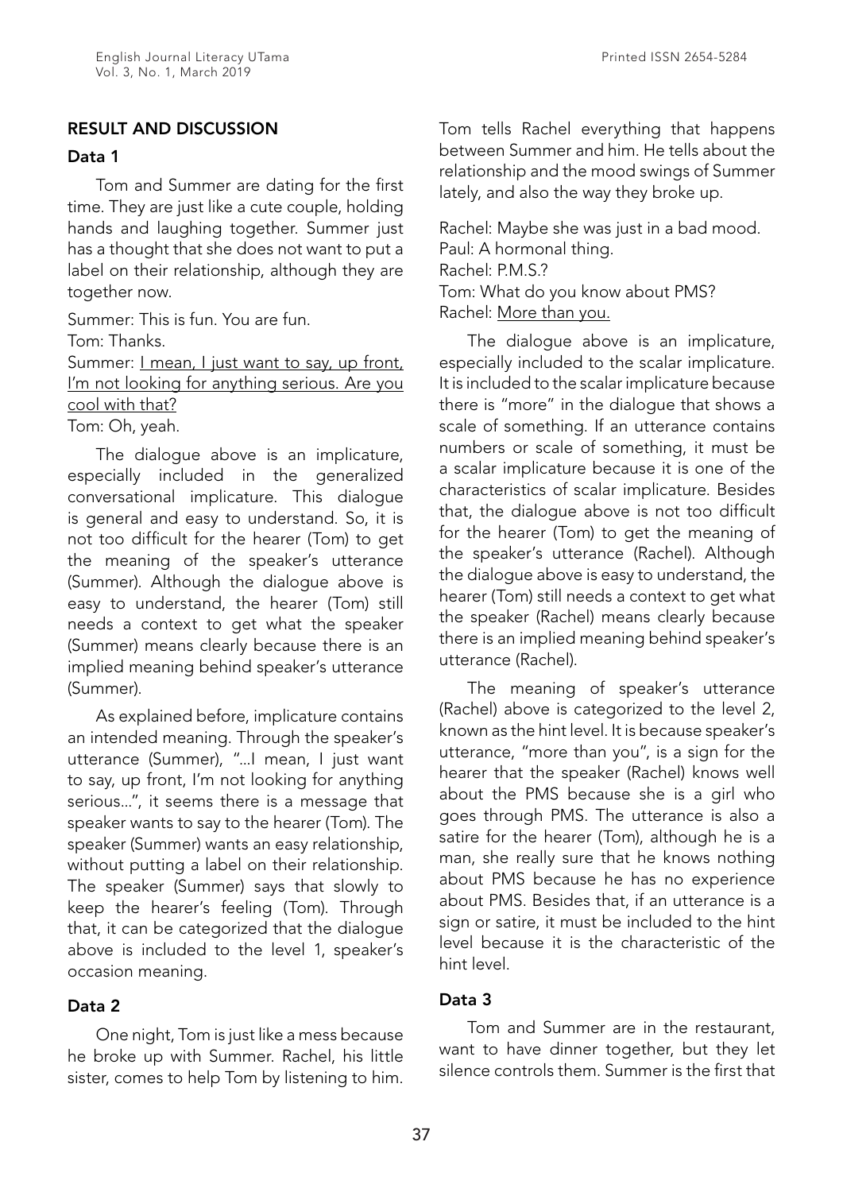## RESULT AND DISCUSSION

### Data 1

Tom and Summer are dating for the first time. They are just like a cute couple, holding hands and laughing together. Summer just has a thought that she does not want to put a label on their relationship, although they are together now.

Summer: This is fun. You are fun.
Tom: Thanks.
Summer: <u>I mean, I just want to say, up front, I'm not looking for anything serious. Are you cool with that?</u>
Tom: Oh, yeah.

The dialogue above is an implicature, especially included in the generalized conversational implicature. This dialogue is general and easy to understand. So, it is not too difficult for the hearer (Tom) to get the meaning of the speaker's utterance (Summer). Although the dialogue above is easy to understand, the hearer (Tom) still needs a context to get what the speaker (Summer) means clearly because there is an implied meaning behind speaker's utterance (Summer).

As explained before, implicature contains an intended meaning. Through the speaker's utterance (Summer), "...I mean, I just want to say, up front, I'm not looking for anything serious...", it seems there is a message that speaker wants to say to the hearer (Tom). The speaker (Summer) wants an easy relationship, without putting a label on their relationship. The speaker (Summer) says that slowly to keep the hearer's feeling (Tom). Through that, it can be categorized that the dialogue above is included to the level 1, speaker's occasion meaning.

### Data 2

One night, Tom is just like a mess because he broke up with Summer. Rachel, his little sister, comes to help Tom by listening to him. Tom tells Rachel everything that happens between Summer and him. He tells about the relationship and the mood swings of Summer lately, and also the way they broke up.

Rachel: Maybe she was just in a bad mood.
Paul: A hormonal thing.
Rachel: P.M.S.?
Tom: What do you know about PMS?
Rachel: <u>More than you.</u>

The dialogue above is an implicature, especially included to the scalar implicature. It is included to the scalar implicature because there is "more" in the dialogue that shows a scale of something. If an utterance contains numbers or scale of something, it must be a scalar implicature because it is one of the characteristics of scalar implicature. Besides that, the dialogue above is not too difficult for the hearer (Tom) to get the meaning of the speaker's utterance (Rachel). Although the dialogue above is easy to understand, the hearer (Tom) still needs a context to get what the speaker (Rachel) means clearly because there is an implied meaning behind speaker's utterance (Rachel).

The meaning of speaker's utterance (Rachel) above is categorized to the level 2, known as the hint level. It is because speaker's utterance, "more than you", is a sign for the hearer that the speaker (Rachel) knows well about the PMS because she is a girl who goes through PMS. The utterance is also a satire for the hearer (Tom), although he is a man, she really sure that he knows nothing about PMS because he has no experience about PMS. Besides that, if an utterance is a sign or satire, it must be included to the hint level because it is the characteristic of the hint level.

### Data 3

Tom and Summer are in the restaurant, want to have dinner together, but they let silence controls them. Summer is the first that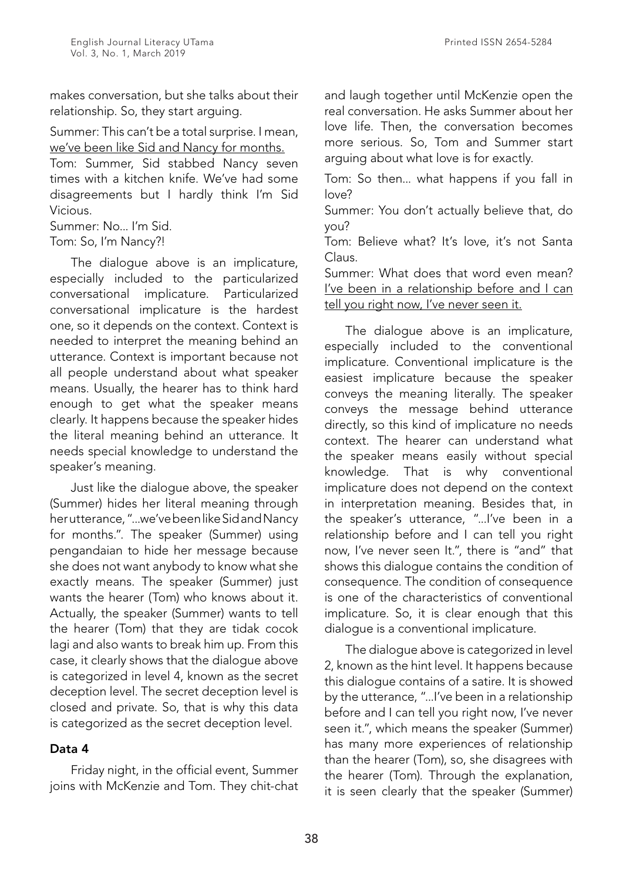makes conversation, but she talks about their relationship. So, they start arguing.

Summer: This can't be a total surprise. I mean, <u>we've been like Sid and Nancy for months.</u>
Tom: Summer, Sid stabbed Nancy seven times with a kitchen knife. We've had some disagreements but I hardly think I'm Sid Vicious.
Summer: No... I'm Sid.
Tom: So, I'm Nancy?!

The dialogue above is an implicature, especially included to the particularized conversational implicature. Particularized conversational implicature is the hardest one, so it depends on the context. Context is needed to interpret the meaning behind an utterance. Context is important because not all people understand about what speaker means. Usually, the hearer has to think hard enough to get what the speaker means clearly. It happens because the speaker hides the literal meaning behind an utterance. It needs special knowledge to understand the speaker's meaning.

Just like the dialogue above, the speaker (Summer) hides her literal meaning through her utterance, "...we've been like Sid and Nancy for months.". The speaker (Summer) using pengandaian to hide her message because she does not want anybody to know what she exactly means. The speaker (Summer) just wants the hearer (Tom) who knows about it. Actually, the speaker (Summer) wants to tell the hearer (Tom) that they are tidak cocok lagi and also wants to break him up. From this case, it clearly shows that the dialogue above is categorized in level 4, known as the secret deception level. The secret deception level is closed and private. So, that is why this data is categorized as the secret deception level.

### Data 4

Friday night, in the official event, Summer joins with McKenzie and Tom. They chit-chat and laugh together until McKenzie open the real conversation. He asks Summer about her love life. Then, the conversation becomes more serious. So, Tom and Summer start arguing about what love is for exactly.

Tom: So then... what happens if you fall in love?
Summer: You don't actually believe that, do you?
Tom: Believe what? It's love, it's not Santa Claus.
Summer: What does that word even mean? <u>I've been in a relationship before and I can tell you right now, I've never seen it.</u>

The dialogue above is an implicature, especially included to the conventional implicature. Conventional implicature is the easiest implicature because the speaker conveys the meaning literally. The speaker conveys the message behind utterance directly, so this kind of implicature no needs context. The hearer can understand what the speaker means easily without special knowledge. That is why conventional implicature does not depend on the context in interpretation meaning. Besides that, in the speaker's utterance, "...I've been in a relationship before and I can tell you right now, I've never seen It.", there is "and" that shows this dialogue contains the condition of consequence. The condition of consequence is one of the characteristics of conventional implicature. So, it is clear enough that this dialogue is a conventional implicature.

The dialogue above is categorized in level 2, known as the hint level. It happens because this dialogue contains of a satire. It is showed by the utterance, "...I've been in a relationship before and I can tell you right now, I've never seen it.", which means the speaker (Summer) has many more experiences of relationship than the hearer (Tom), so, she disagrees with the hearer (Tom). Through the explanation, it is seen clearly that the speaker (Summer)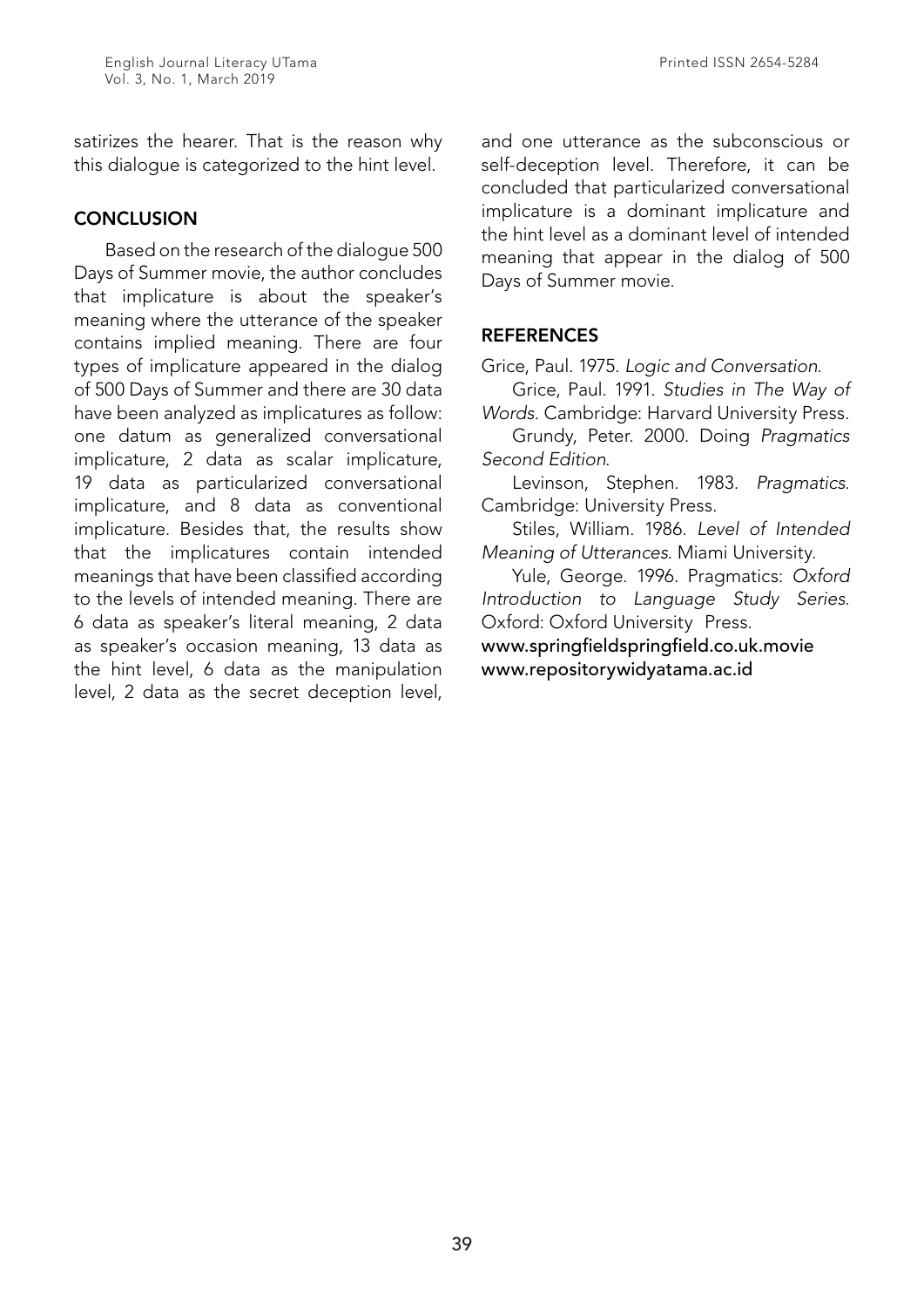satirizes the hearer. That is the reason why this dialogue is categorized to the hint level.

## CONCLUSION

Based on the research of the dialogue 500 Days of Summer movie, the author concludes that implicature is about the speaker's meaning where the utterance of the speaker contains implied meaning. There are four types of implicature appeared in the dialog of 500 Days of Summer and there are 30 data have been analyzed as implicatures as follow: one datum as generalized conversational implicature, 2 data as scalar implicature, 19 data as particularized conversational implicature, and 8 data as conventional implicature. Besides that, the results show that the implicatures contain intended meanings that have been classified according to the levels of intended meaning. There are 6 data as speaker's literal meaning, 2 data as speaker's occasion meaning, 13 data as the hint level, 6 data as the manipulation level, 2 data as the secret deception level, and one utterance as the subconscious or self-deception level. Therefore, it can be concluded that particularized conversational implicature is a dominant implicature and the hint level as a dominant level of intended meaning that appear in the dialog of 500 Days of Summer movie.

## REFERENCES

Grice, Paul. 1975. *Logic and Conversation*.

Grice, Paul. 1991. *Studies in The Way of Words*. Cambridge: Harvard University Press.

Grundy, Peter. 2000. Doing *Pragmatics Second Edition*.

Levinson, Stephen. 1983. *Pragmatics*. Cambridge: University Press.

Stiles, William. 1986. *Level of Intended Meaning of Utterances*. Miami University.

Yule, George. 1996. Pragmatics: *Oxford Introduction to Language Study Series*. Oxford: Oxford University Press.

www.springfieldspringfield.co.uk.movie

www.repositorywidyatama.ac.id